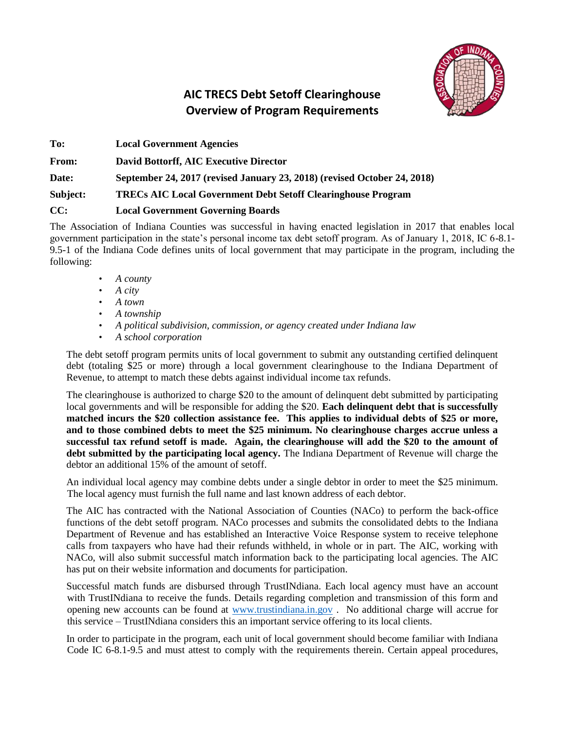# AIC TRECS Debt Setoff Clearinghouse
# Overview of Program Requirements

**To:** **Local Government Agencies**

**From:** **David Bottorff, AIC Executive Director**

**Date:** **September 24, 2017 (revised January 23, 2018) (revised October 24, 2018)**

**Subject:** **TRECs AIC Local Government Debt Setoff Clearinghouse Program**

**CC:** **Local Government Governing Boards**

The Association of Indiana Counties was successful in having enacted legislation in 2017 that enables local government participation in the state's personal income tax debt setoff program. As of January 1, 2018, IC 6-8.1-9.5-1 of the Indiana Code defines units of local government that may participate in the program, including the following:

- *A county*
- *A city*
- *A town*
- *A township*
- *A political subdivision, commission, or agency created under Indiana law*
- *A school corporation*

The debt setoff program permits units of local government to submit any outstanding certified delinquent debt (totaling $25 or more) through a local government clearinghouse to the Indiana Department of Revenue, to attempt to match these debts against individual income tax refunds.

The clearinghouse is authorized to charge $20 to the amount of delinquent debt submitted by participating local governments and will be responsible for adding the $20. **Each delinquent debt that is successfully matched incurs the $20 collection assistance fee. This applies to individual debts of $25 or more, and to those combined debts to meet the $25 minimum. No clearinghouse charges accrue unless a successful tax refund setoff is made. Again, the clearinghouse will add the $20 to the amount of debt submitted by the participating local agency.** The Indiana Department of Revenue will charge the debtor an additional 15% of the amount of setoff.

An individual local agency may combine debts under a single debtor in order to meet the $25 minimum. The local agency must furnish the full name and last known address of each debtor.

The AIC has contracted with the National Association of Counties (NACo) to perform the back-office functions of the debt setoff program. NACo processes and submits the consolidated debts to the Indiana Department of Revenue and has established an Interactive Voice Response system to receive telephone calls from taxpayers who have had their refunds withheld, in whole or in part. The AIC, working with NACo, will also submit successful match information back to the participating local agencies. The AIC has put on their website information and documents for participation.

Successful match funds are disbursed through TrustINdiana. Each local agency must have an account with TrustINdiana to receive the funds. Details regarding completion and transmission of this form and opening new accounts can be found at [www.trustindiana.in.gov](http://www.trustindiana.in.gov) . No additional charge will accrue for this service – TrustINdiana considers this an important service offering to its local clients.

In order to participate in the program, each unit of local government should become familiar with Indiana Code IC 6-8.1-9.5 and must attest to comply with the requirements therein. Certain appeal procedures,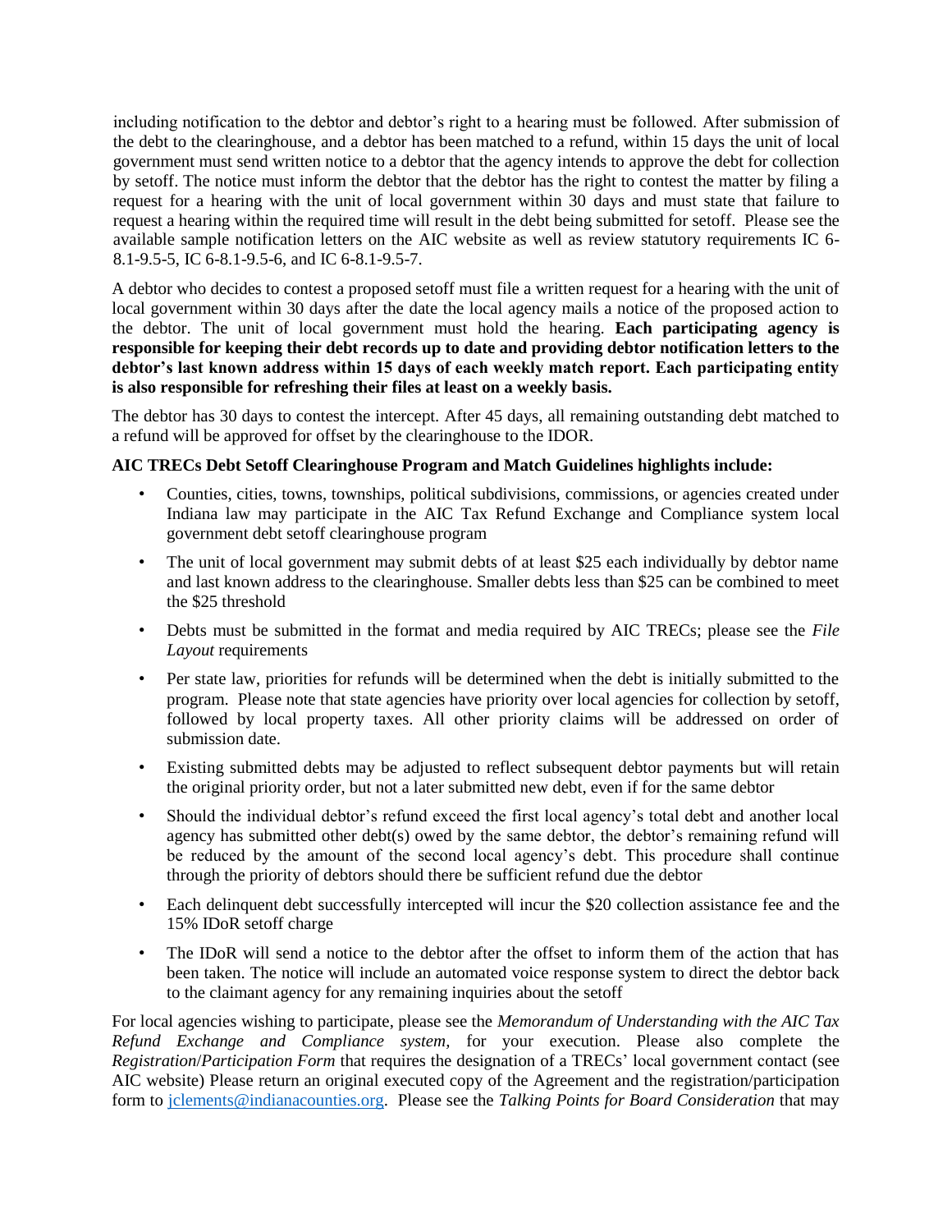including notification to the debtor and debtor's right to a hearing must be followed. After submission of the debt to the clearinghouse, and a debtor has been matched to a refund, within 15 days the unit of local government must send written notice to a debtor that the agency intends to approve the debt for collection by setoff. The notice must inform the debtor that the debtor has the right to contest the matter by filing a request for a hearing with the unit of local government within 30 days and must state that failure to request a hearing within the required time will result in the debt being submitted for setoff. Please see the available sample notification letters on the AIC website as well as review statutory requirements IC 6-8.1-9.5-5, IC 6-8.1-9.5-6, and IC 6-8.1-9.5-7.

A debtor who decides to contest a proposed setoff must file a written request for a hearing with the unit of local government within 30 days after the date the local agency mails a notice of the proposed action to the debtor. The unit of local government must hold the hearing. **Each participating agency is responsible for keeping their debt records up to date and providing debtor notification letters to the debtor's last known address within 15 days of each weekly match report. Each participating entity is also responsible for refreshing their files at least on a weekly basis.**

The debtor has 30 days to contest the intercept. After 45 days, all remaining outstanding debt matched to a refund will be approved for offset by the clearinghouse to the IDOR.

**AIC TRECs Debt Setoff Clearinghouse Program and Match Guidelines highlights include:**

- Counties, cities, towns, townships, political subdivisions, commissions, or agencies created under Indiana law may participate in the AIC Tax Refund Exchange and Compliance system local government debt setoff clearinghouse program
- The unit of local government may submit debts of at least $25 each individually by debtor name and last known address to the clearinghouse. Smaller debts less than $25 can be combined to meet the $25 threshold
- Debts must be submitted in the format and media required by AIC TRECs; please see the *File Layout* requirements
- Per state law, priorities for refunds will be determined when the debt is initially submitted to the program. Please note that state agencies have priority over local agencies for collection by setoff, followed by local property taxes. All other priority claims will be addressed on order of submission date.
- Existing submitted debts may be adjusted to reflect subsequent debtor payments but will retain the original priority order, but not a later submitted new debt, even if for the same debtor
- Should the individual debtor's refund exceed the first local agency's total debt and another local agency has submitted other debt(s) owed by the same debtor, the debtor's remaining refund will be reduced by the amount of the second local agency's debt. This procedure shall continue through the priority of debtors should there be sufficient refund due the debtor
- Each delinquent debt successfully intercepted will incur the $20 collection assistance fee and the 15% IDoR setoff charge
- The IDoR will send a notice to the debtor after the offset to inform them of the action that has been taken. The notice will include an automated voice response system to direct the debtor back to the claimant agency for any remaining inquiries about the setoff

For local agencies wishing to participate, please see the *Memorandum of Understanding with the AIC Tax Refund Exchange and Compliance system*, for your execution. Please also complete the *Registration*/*Participation Form* that requires the designation of a TRECs' local government contact (see AIC website) Please return an original executed copy of the Agreement and the registration/participation form to [jclements@indianacounties.org](mailto:jclements@indianacounties.org). Please see the *Talking Points for Board Consideration* that may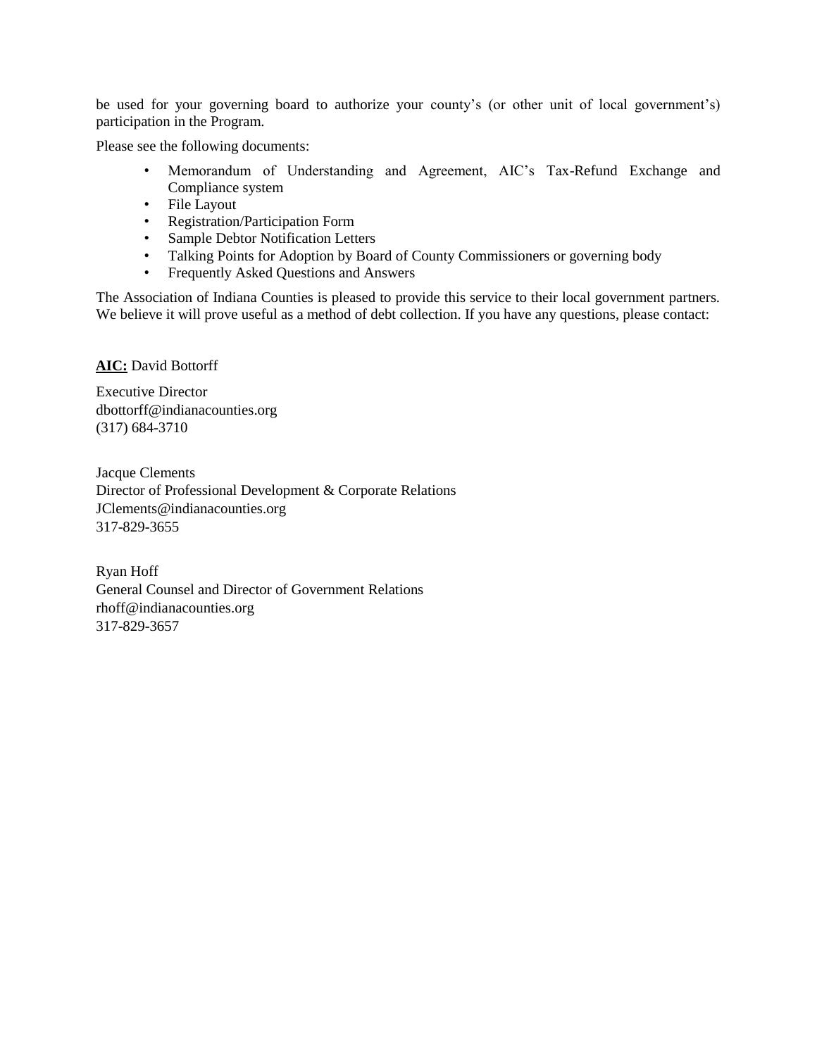be used for your governing board to authorize your county's (or other unit of local government's) participation in the Program.

Please see the following documents:

- Memorandum of Understanding and Agreement, AIC's Tax-Refund Exchange and Compliance system
- File Layout
- Registration/Participation Form
- Sample Debtor Notification Letters
- Talking Points for Adoption by Board of County Commissioners or governing body
- Frequently Asked Questions and Answers

The Association of Indiana Counties is pleased to provide this service to their local government partners. We believe it will prove useful as a method of debt collection. If you have any questions, please contact:

**AIC:** David Bottorff

Executive Director
dbottorff@indianacounties.org
(317) 684-3710

Jacque Clements
Director of Professional Development & Corporate Relations
JClements@indianacounties.org
317-829-3655

Ryan Hoff
General Counsel and Director of Government Relations
rhoff@indianacounties.org
317-829-3657